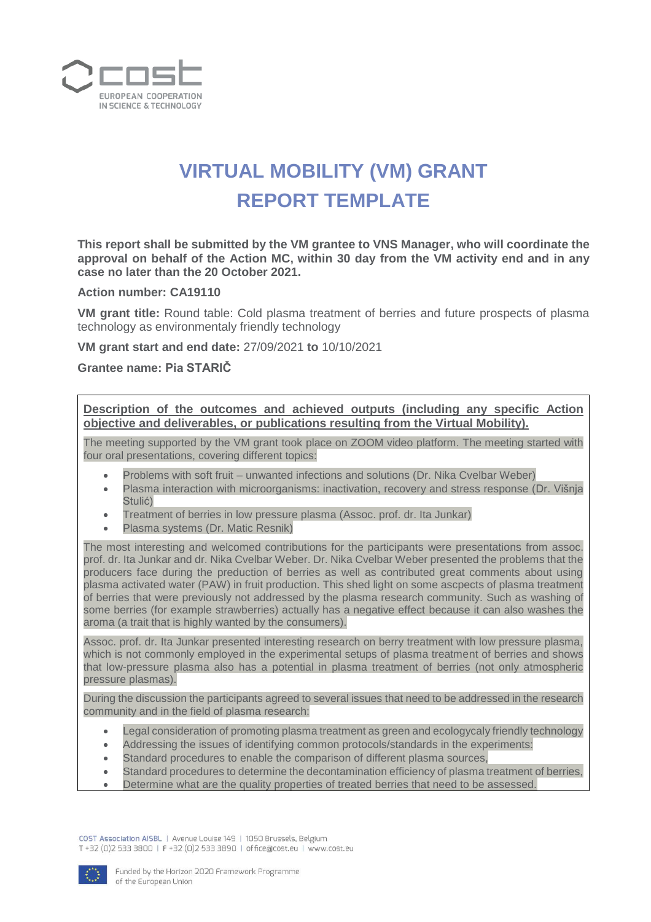# VIRTUAL MOBILITY (VM) GRANT REPORT TEMPLATE

**This report shall be submitted by the VM grantee to VNS Manager, who will coordinate the approval on behalf of the Action MC, within 30 day from the VM activity end and in any case no later than the 20 October 2021.**

**Action number: CA19110**

**VM grant title:** Round table: Cold plasma treatment of berries and future prospects of plasma technology as environmentaly friendly technology

**VM grant start and end date:** 27/09/2021 **to** 10/10/2021

**Grantee name: Pia STARIČ**

**Description of the outcomes and achieved outputs (including any specific Action objective and deliverables, or publications resulting from the Virtual Mobility).**

The meeting supported by the VM grant took place on ZOOM video platform. The meeting started with four oral presentations, covering different topics:

- Problems with soft fruit – unwanted infections and solutions (Dr. Nika Cvelbar Weber)
- Plasma interaction with microorganisms: inactivation, recovery and stress response (Dr. Višnja Stulić)
- Treatment of berries in low pressure plasma (Assoc. prof. dr. Ita Junkar)
- Plasma systems (Dr. Matic Resnik)

The most interesting and welcomed contributions for the participants were presentations from assoc. prof. dr. Ita Junkar and dr. Nika Cvelbar Weber. Dr. Nika Cvelbar Weber presented the problems that the producers face during the production of berries as well as contributed great comments about using plasma activated water (PAW) in fruit production. This shed light on some ascpects of plasma treatment of berries that were previously not addressed by the plasma research community. Such as washing of some berries (for example strawberries) actually has a negative effect because it can also washes the aroma (a trait that is highly wanted by the consumers).

Assoc. prof. dr. Ita Junkar presented interesting research on berry treatment with low pressure plasma, which is not commonly employed in the experimental setups of plasma treatment of berries and shows that low-pressure plasma also has a potential in plasma treatment of berries (not only atmospheric pressure plasmas).

During the discussion the participants agreed to several issues that need to be addressed in the research community and in the field of plasma research:

- Legal consideration of promoting plasma treatment as green and ecologycaly friendly technology
- Addressing the issues of identifying common protocols/standards in the experiments:
- Standard procedures to enable the comparison of different plasma sources,
- Standard procedures to determine the decontamination efficiency of plasma treatment of berries,
- Determine what are the quality properties of treated berries that need to be assessed.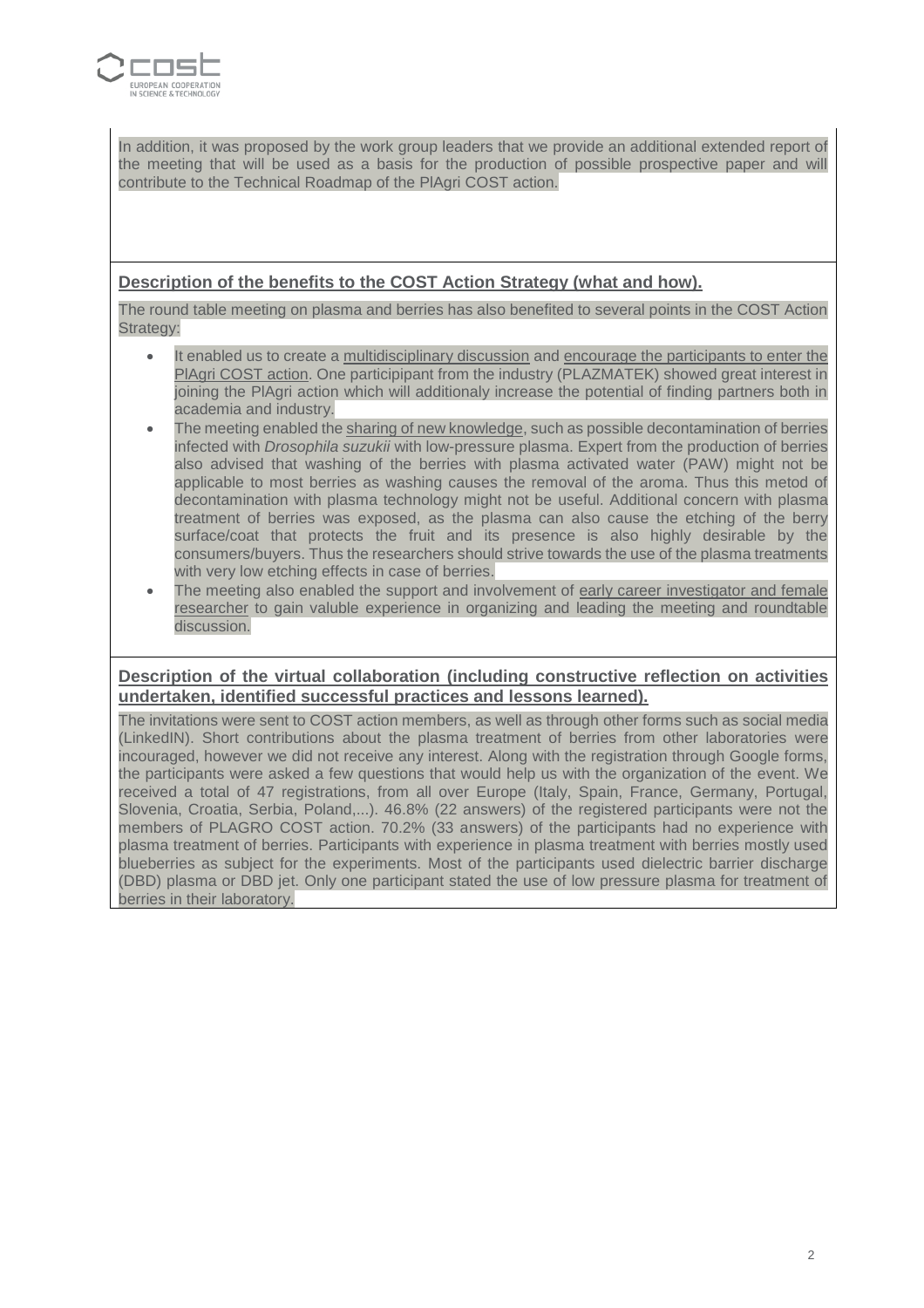In addition, it was proposed by the work group leaders that we provide an additional extended report of the meeting that will be used as a basis for the production of possible prospective paper and will contribute to the Technical Roadmap of the PlAgri COST action.

**Description of the benefits to the COST Action Strategy (what and how).**

The round table meeting on plasma and berries has also benefited to several points in the COST Action Strategy:

- It enabled us to create a multidisciplinary discussion and encourage the participants to enter the PlAgri COST action. One participipant from the industry (PLAZMATEK) showed great interest in joining the PlAgri action which will additionaly increase the potential of finding partners both in academia and industry.
- The meeting enabled the sharing of new knowledge, such as possible decontamination of berries infected with *Drosophila suzukii* with low-pressure plasma. Expert from the production of berries also advised that washing of the berries with plasma activated water (PAW) might not be applicable to most berries as washing causes the removal of the aroma. Thus this metod of decontamination with plasma technology might not be useful. Additional concern with plasma treatment of berries was exposed, as the plasma can also cause the etching of the berry surface/coat that protects the fruit and its presence is also highly desirable by the consumers/buyers. Thus the researchers should strive towards the use of the plasma treatments with very low etching effects in case of berries.
- The meeting also enabled the support and involvement of early career investigator and female researcher to gain valuble experience in organizing and leading the meeting and roundtable discussion.

**Description of the virtual collaboration (including constructive reflection on activities undertaken, identified successful practices and lessons learned).**

The invitations were sent to COST action members, as well as through other forms such as social media (LinkedIN). Short contributions about the plasma treatment of berries from other laboratories were incouraged, however we did not receive any interest. Along with the registration through Google forms, the participants were asked a few questions that would help us with the organization of the event. We received a total of 47 registrations, from all over Europe (Italy, Spain, France, Germany, Portugal, Slovenia, Croatia, Serbia, Poland,...). 46.8% (22 answers) of the registered participants were not the members of PLAGRO COST action. 70.2% (33 answers) of the participants had no experience with plasma treatment of berries. Participants with experience in plasma treatment with berries mostly used blueberries as subject for the experiments. Most of the participants used dielectric barrier discharge (DBD) plasma or DBD jet. Only one participant stated the use of low pressure plasma for treatment of berries in their laboratory.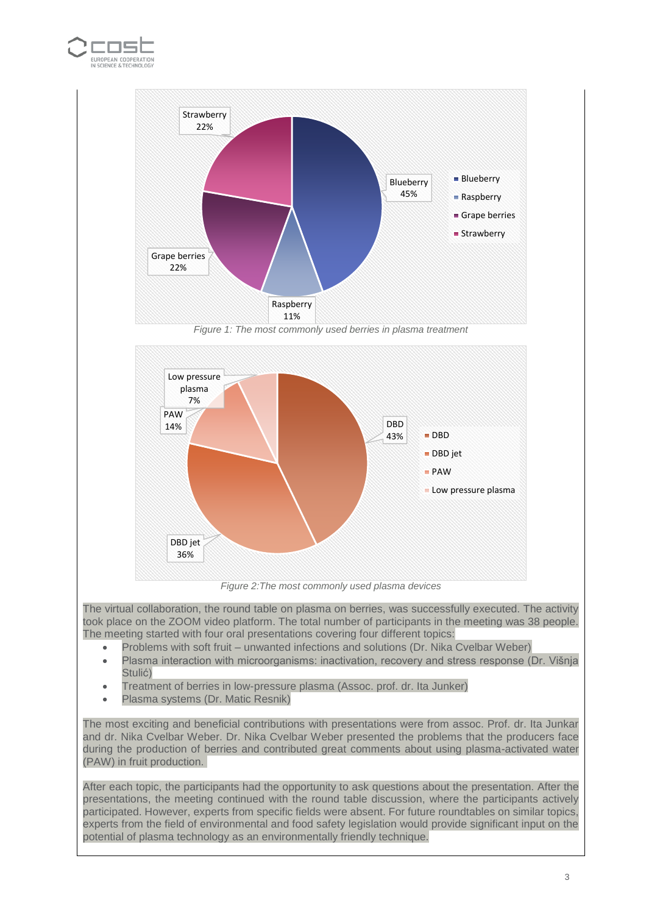Figure 1: The most commonly used berries in plasma treatment

Figure 2:The most commonly used plasma devices

The virtual collaboration, the round table on plasma on berries, was successfully executed. The activity took place on the ZOOM video platform. The total number of participants in the meeting was 38 people. The meeting started with four oral presentations covering four different topics:

- Problems with soft fruit – unwanted infections and solutions (Dr. Nika Cvelbar Weber)
- Plasma interaction with microorganisms: inactivation, recovery and stress response (Dr. Višnja Stulić)
- Treatment of berries in low-pressure plasma (Assoc. prof. dr. Ita Junker)
- Plasma systems (Dr. Matic Resnik)

The most exciting and beneficial contributions with presentations were from assoc. Prof. dr. Ita Junkar and dr. Nika Cvelbar Weber. Dr. Nika Cvelbar Weber presented the problems that the producers face during the production of berries and contributed great comments about using plasma-activated water (PAW) in fruit production.

After each topic, the participants had the opportunity to ask questions about the presentation. After the presentations, the meeting continued with the round table discussion, where the participants actively participated. However, experts from specific fields were absent. For future roundtables on similar topics, experts from the field of environmental and food safety legislation would provide significant input on the potential of plasma technology as an environmentally friendly technique.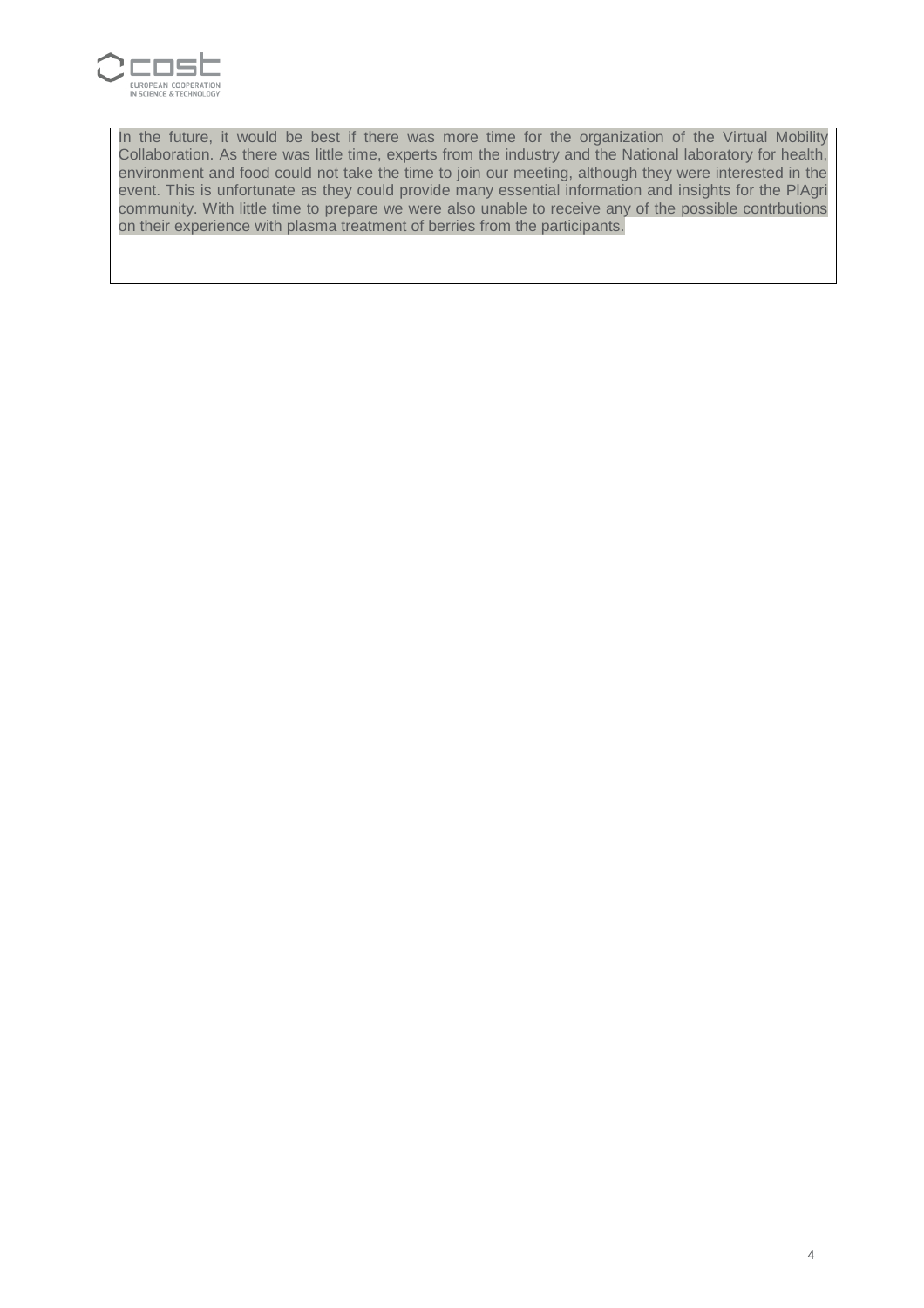In the future, it would be best if there was more time for the organization of the Virtual Mobility Collaboration. As there was little time, experts from the industry and the National laboratory for health, environment and food could not take the time to join our meeting, although they were interested in the event. This is unfortunate as they could provide many essential information and insights for the PlAgri community. With little time to prepare we were also unable to receive any of the possible contrbutions on their experience with plasma treatment of berries from the participants.